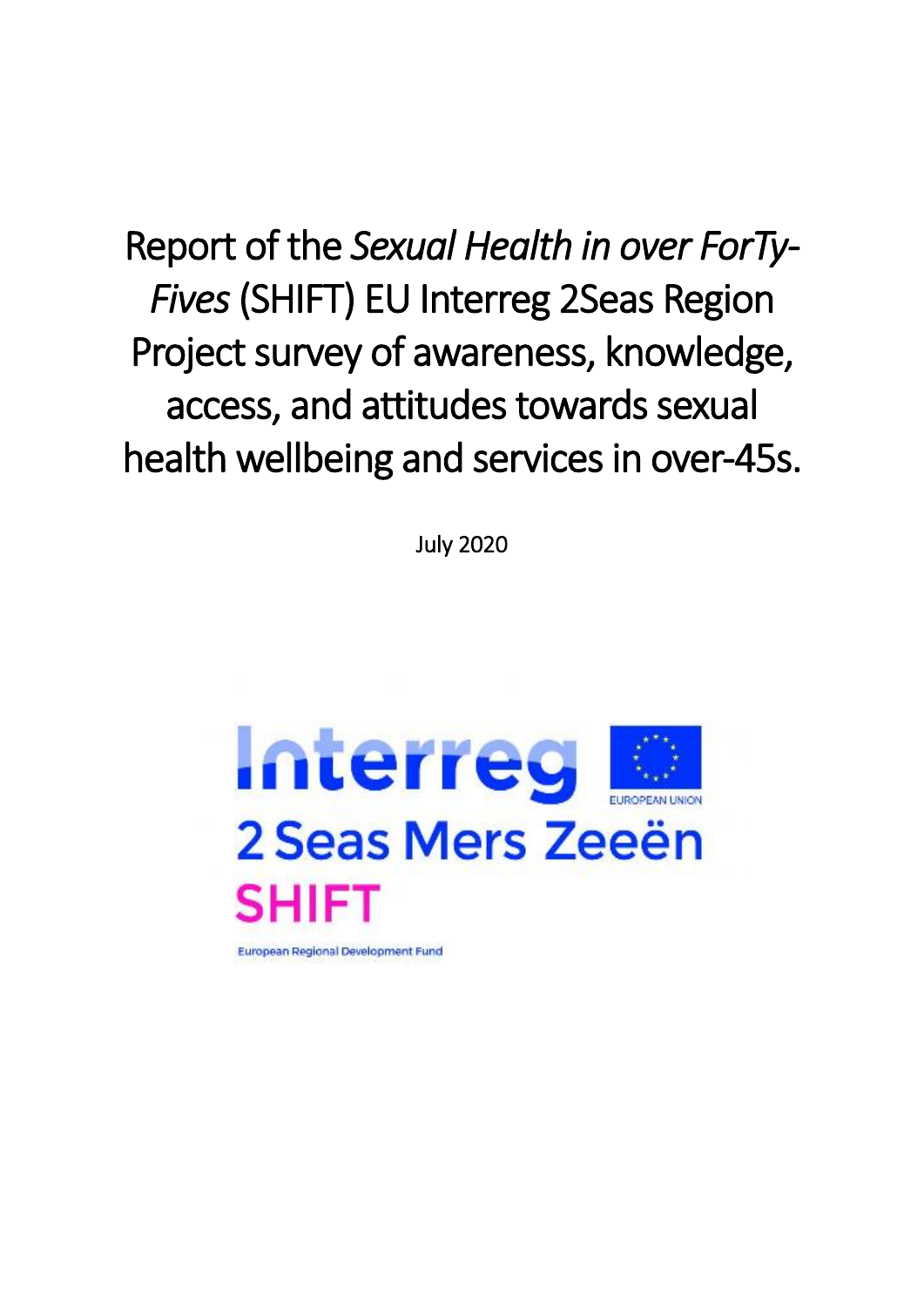# Report of the *Sexual Health in over ForTy-Fives* (SHIFT) EU Interreg 2Seas Region Project survey of awareness, knowledge, access, and attitudes towards sexual health wellbeing and services in over-45s.

July 2020

Interreg
EUROPEAN UNION
2 Seas Mers Zeeën
SHIFT
European Regional Development Fund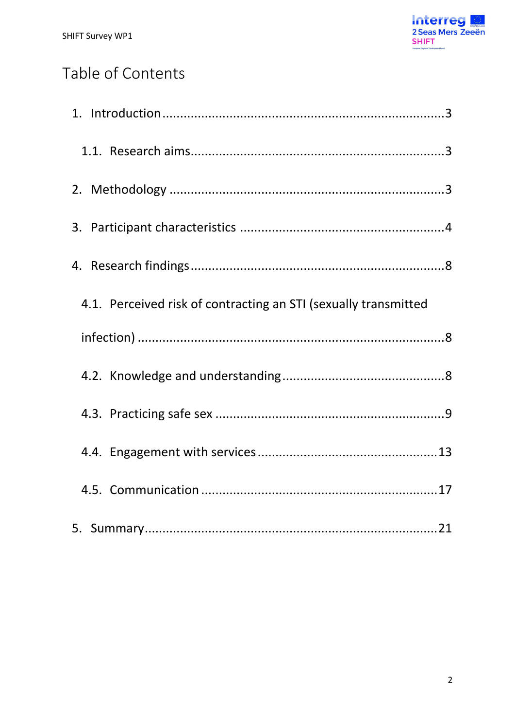# Table of Contents

1. Introduction ... 3
   1.1. Research aims ... 3
2. Methodology ... 3
3. Participant characteristics ... 4
4. Research findings ... 8
   4.1. Perceived risk of contracting an STI (sexually transmitted infection) ... 8
   4.2. Knowledge and understanding ... 8
   4.3. Practicing safe sex ... 9
   4.4. Engagement with services ... 13
   4.5. Communication ... 17
5. Summary ... 21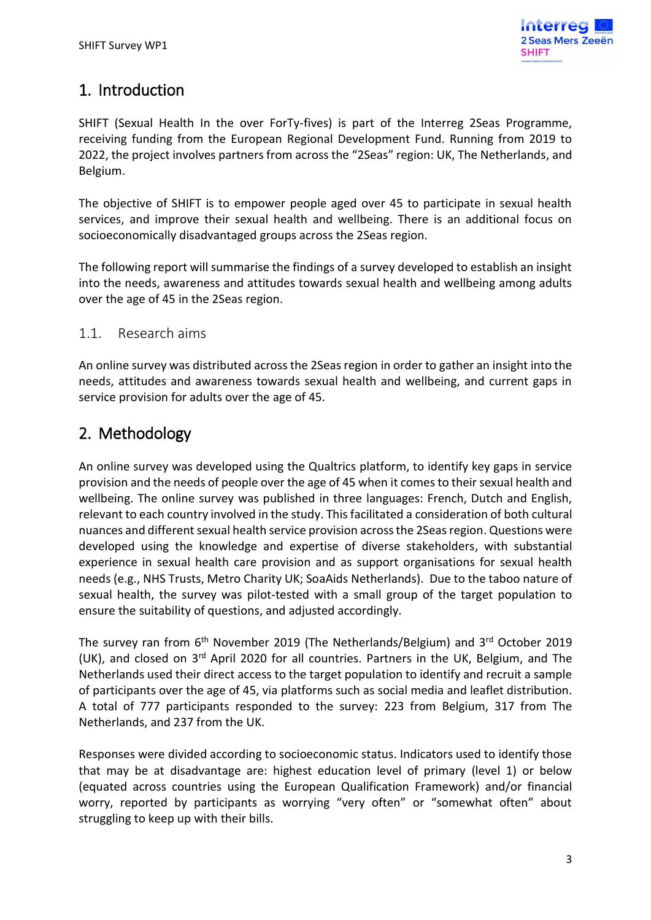# 1. Introduction

SHIFT (Sexual Health In the over ForTy-fives) is part of the Interreg 2Seas Programme, receiving funding from the European Regional Development Fund. Running from 2019 to 2022, the project involves partners from across the "2Seas" region: UK, The Netherlands, and Belgium.

The objective of SHIFT is to empower people aged over 45 to participate in sexual health services, and improve their sexual health and wellbeing. There is an additional focus on socioeconomically disadvantaged groups across the 2Seas region.

The following report will summarise the findings of a survey developed to establish an insight into the needs, awareness and attitudes towards sexual health and wellbeing among adults over the age of 45 in the 2Seas region.

## 1.1. Research aims

An online survey was distributed across the 2Seas region in order to gather an insight into the needs, attitudes and awareness towards sexual health and wellbeing, and current gaps in service provision for adults over the age of 45.

# 2. Methodology

An online survey was developed using the Qualtrics platform, to identify key gaps in service provision and the needs of people over the age of 45 when it comes to their sexual health and wellbeing. The online survey was published in three languages: French, Dutch and English, relevant to each country involved in the study. This facilitated a consideration of both cultural nuances and different sexual health service provision across the 2Seas region. Questions were developed using the knowledge and expertise of diverse stakeholders, with substantial experience in sexual health care provision and as support organisations for sexual health needs (e.g., NHS Trusts, Metro Charity UK; SoaAids Netherlands). Due to the taboo nature of sexual health, the survey was pilot-tested with a small group of the target population to ensure the suitability of questions, and adjusted accordingly.

The survey ran from 6th November 2019 (The Netherlands/Belgium) and 3rd October 2019 (UK), and closed on 3rd April 2020 for all countries. Partners in the UK, Belgium, and The Netherlands used their direct access to the target population to identify and recruit a sample of participants over the age of 45, via platforms such as social media and leaflet distribution. A total of 777 participants responded to the survey: 223 from Belgium, 317 from The Netherlands, and 237 from the UK.

Responses were divided according to socioeconomic status. Indicators used to identify those that may be at disadvantage are: highest education level of primary (level 1) or below (equated across countries using the European Qualification Framework) and/or financial worry, reported by participants as worrying "very often" or "somewhat often" about struggling to keep up with their bills.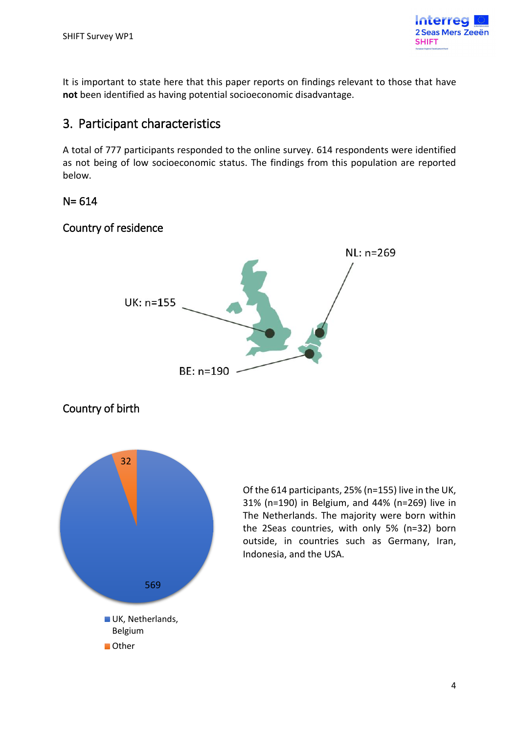It is important to state here that this paper reports on findings relevant to those that have **not** been identified as having potential socioeconomic disadvantage.

## 3. Participant characteristics

A total of 777 participants responded to the online survey. 614 respondents were identified as not being of low socioeconomic status. The findings from this population are reported below.

N= 614

### Country of residence

NL: n=269

UK: n=155

BE: n=190

### Country of birth

32

569

UK, Netherlands, Belgium

Other

Of the 614 participants, 25% (n=155) live in the UK, 31% (n=190) in Belgium, and 44% (n=269) live in The Netherlands. The majority were born within the 2Seas countries, with only 5% (n=32) born outside, in countries such as Germany, Iran, Indonesia, and the USA.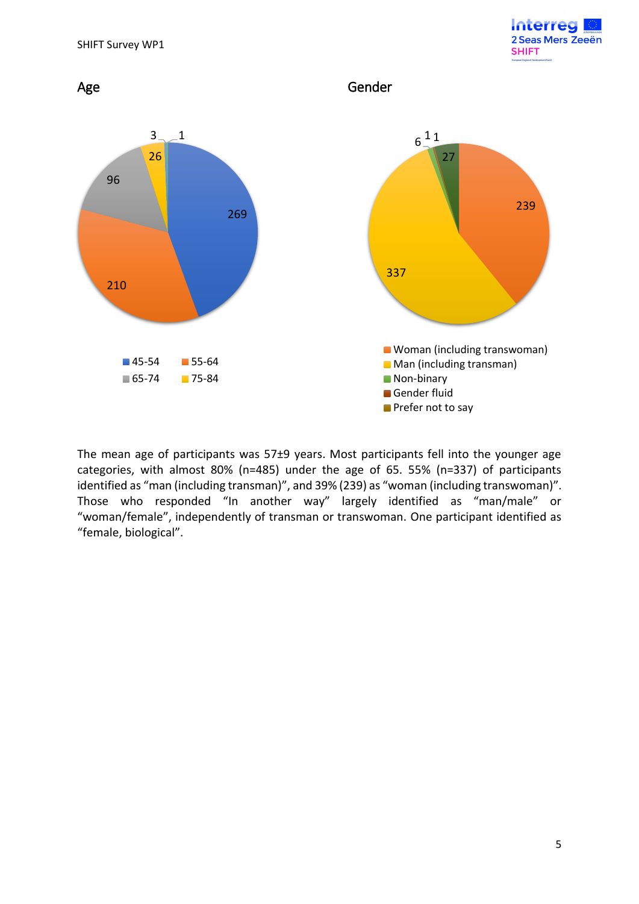## Age

| Age group | n |
| --- | --- |
| 45-54 | 269 |
| 55-64 | 210 |
| 65-74 | 96 |
| 75-84 | 26 |
|  | 3 |
|  | 1 |

## Gender

| Gender | n |
| --- | --- |
| Woman (including transwoman) | 239 |
| Man (including transman) | 337 |
| Non-binary | 6 |
| Gender fluid | 1 |
| Prefer not to say | 1 |
|  | 27 |

The mean age of participants was 57±9 years. Most participants fell into the younger age categories, with almost 80% (n=485) under the age of 65. 55% (n=337) of participants identified as "man (including transman)", and 39% (239) as "woman (including transwoman)". Those who responded "In another way" largely identified as "man/male" or "woman/female", independently of transman or transwoman. One participant identified as "female, biological".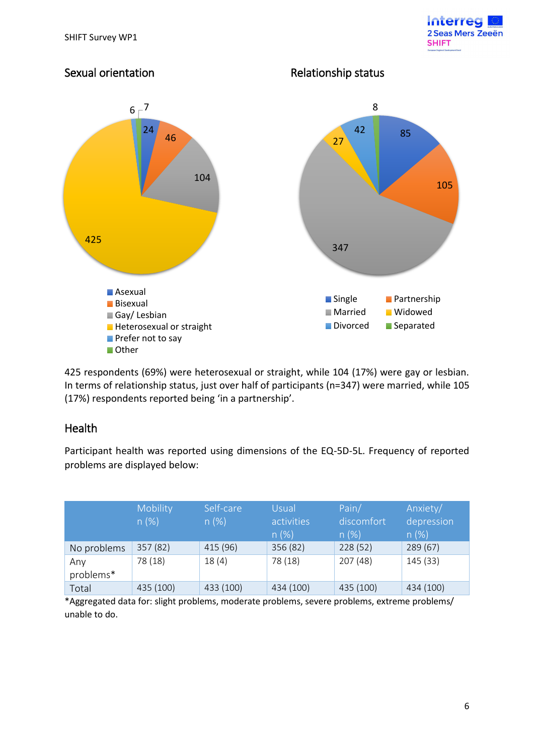## Sexual orientation

Asexual: 24
Bisexual: 46
Gay/ Lesbian: 104
Heterosexual or straight: 425
Prefer not to say: 6
Other: 7

## Relationship status

Single: 85
Partnership: 105
Married: 347
Widowed: 27
Divorced: 42
Separated: 8

425 respondents (69%) were heterosexual or straight, while 104 (17%) were gay or lesbian. In terms of relationship status, just over half of participants (n=347) were married, while 105 (17%) respondents reported being 'in a partnership'.

## Health

Participant health was reported using dimensions of the EQ-5D-5L. Frequency of reported problems are displayed below:

| | Mobility n (%) | Self-care n (%) | Usual activities n (%) | Pain/ discomfort n (%) | Anxiety/ depression n (%) |
|---|---|---|---|---|---|
| No problems | 357 (82) | 415 (96) | 356 (82) | 228 (52) | 289 (67) |
| Any problems* | 78 (18) | 18 (4) | 78 (18) | 207 (48) | 145 (33) |
| Total | 435 (100) | 433 (100) | 434 (100) | 435 (100) | 434 (100) |

*Aggregated data for: slight problems, moderate problems, severe problems, extreme problems/ unable to do.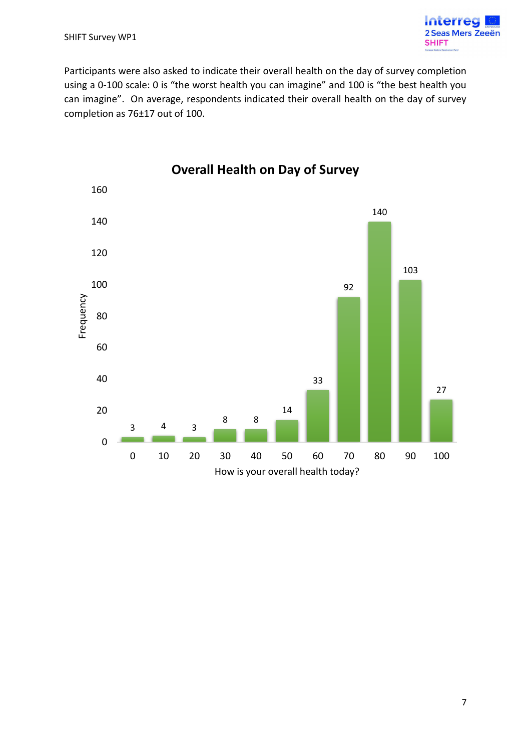Participants were also asked to indicate their overall health on the day of survey completion using a 0-100 scale: 0 is “the worst health you can imagine” and 100 is “the best health you can imagine”. On average, respondents indicated their overall health on the day of survey completion as 76±17 out of 100.

**Overall Health on Day of Survey**

| How is your overall health today? | Frequency |
|---|---|
| 0 | 3 |
| 10 | 4 |
| 20 | 3 |
| 30 | 8 |
| 40 | 8 |
| 50 | 14 |
| 60 | 33 |
| 70 | 92 |
| 80 | 140 |
| 90 | 103 |
| 100 | 27 |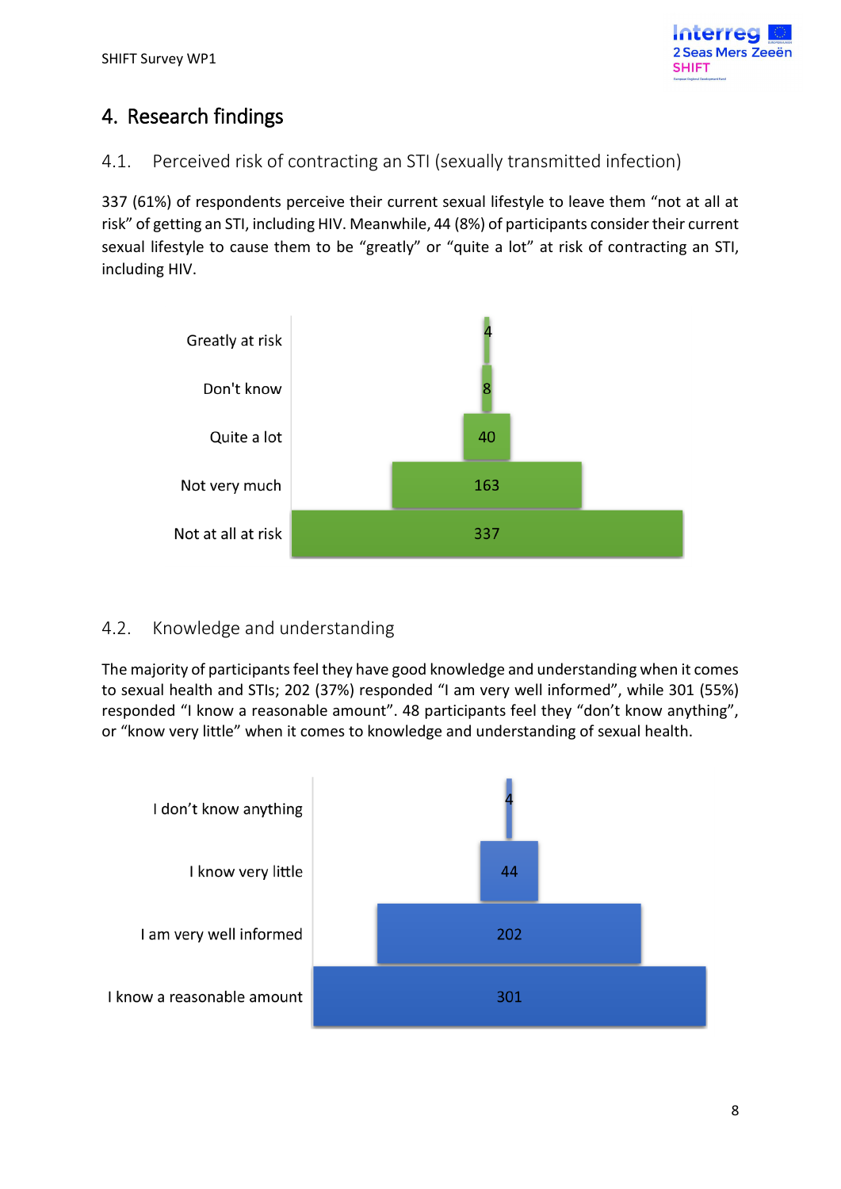# 4. Research findings

## 4.1. Perceived risk of contracting an STI (sexually transmitted infection)

337 (61%) of respondents perceive their current sexual lifestyle to leave them "not at all at risk" of getting an STI, including HIV. Meanwhile, 44 (8%) of participants consider their current sexual lifestyle to cause them to be "greatly" or "quite a lot" at risk of contracting an STI, including HIV.

| Response | Count |
|---|---|
| Greatly at risk | 4 |
| Don't know | 8 |
| Quite a lot | 40 |
| Not very much | 163 |
| Not at all at risk | 337 |

## 4.2. Knowledge and understanding

The majority of participants feel they have good knowledge and understanding when it comes to sexual health and STIs; 202 (37%) responded "I am very well informed", while 301 (55%) responded "I know a reasonable amount". 48 participants feel they "don't know anything", or "know very little" when it comes to knowledge and understanding of sexual health.

| Response | Count |
|---|---|
| I don't know anything | 4 |
| I know very little | 44 |
| I am very well informed | 202 |
| I know a reasonable amount | 301 |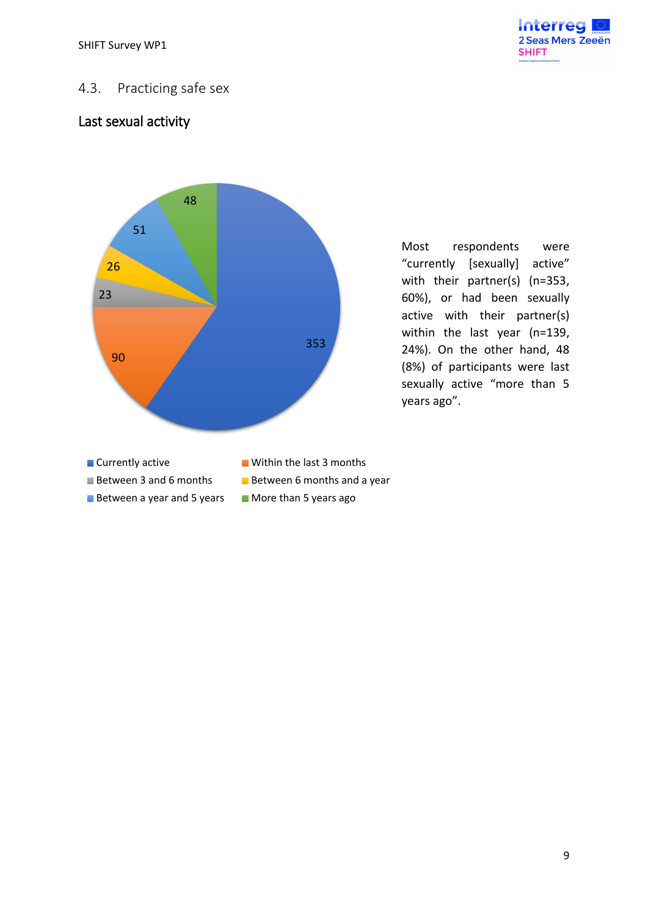## 4.3. Practicing safe sex

### Last sexual activity

| Last sexual activity | n |
|---|---|
| Currently active | 353 |
| Within the last 3 months | 90 |
| Between 3 and 6 months | 23 |
| Between 6 months and a year | 26 |
| Between a year and 5 years | 51 |
| More than 5 years ago | 48 |

Most respondents were "currently [sexually] active" with their partner(s) (n=353, 60%), or had been sexually active with their partner(s) within the last year (n=139, 24%). On the other hand, 48 (8%) of participants were last sexually active "more than 5 years ago".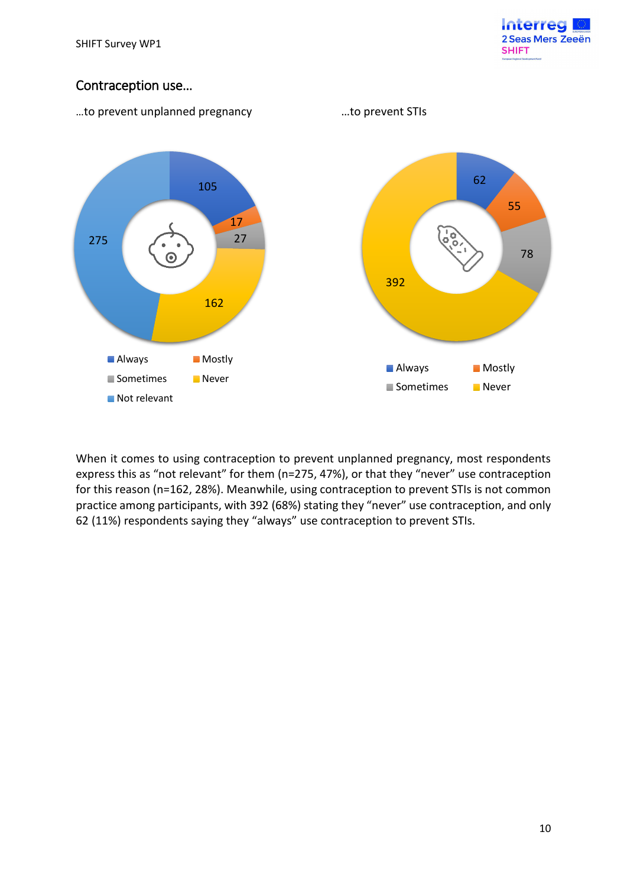## Contraception use…

…to prevent unplanned pregnancy

…to prevent STIs

When it comes to using contraception to prevent unplanned pregnancy, most respondents express this as “not relevant” for them (n=275, 47%), or that they “never” use contraception for this reason (n=162, 28%). Meanwhile, using contraception to prevent STIs is not common practice among participants, with 392 (68%) stating they “never” use contraception, and only 62 (11%) respondents saying they “always” use contraception to prevent STIs.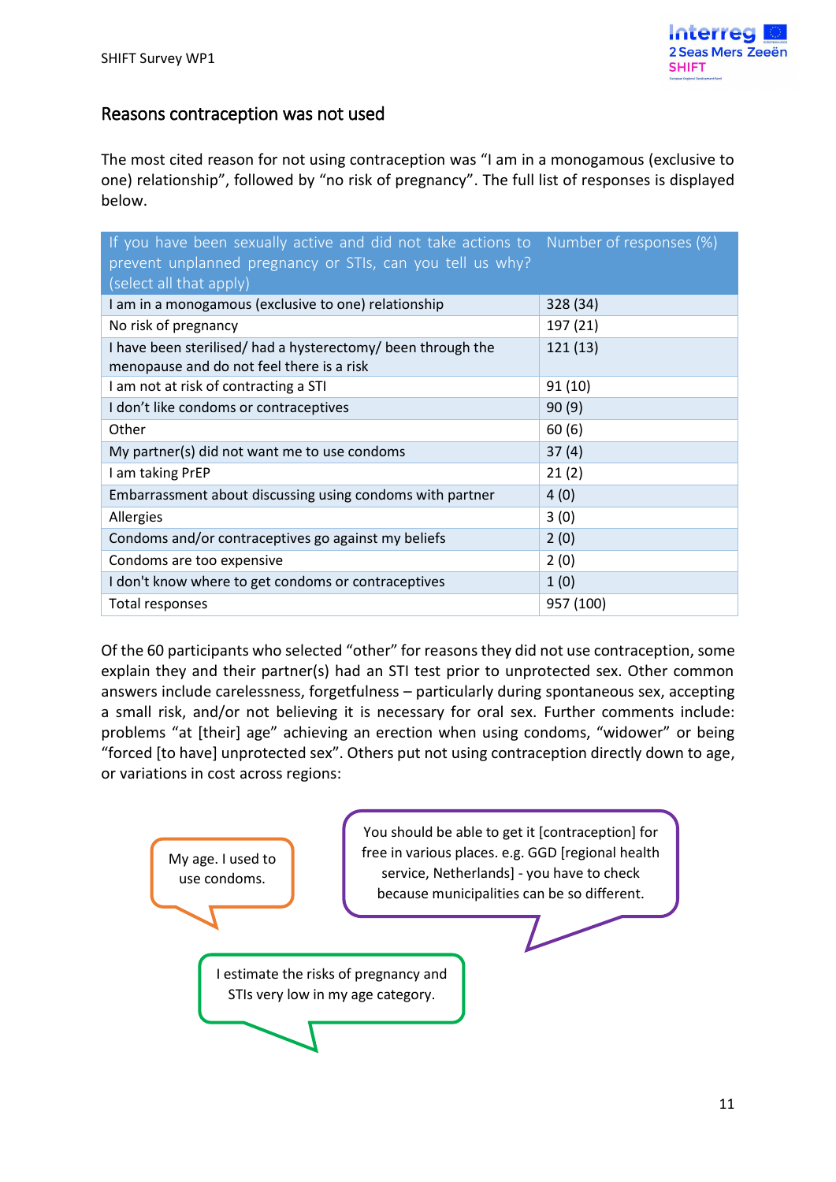## Reasons contraception was not used

The most cited reason for not using contraception was "I am in a monogamous (exclusive to one) relationship", followed by "no risk of pregnancy". The full list of responses is displayed below.

| If you have been sexually active and did not take actions to prevent unplanned pregnancy or STIs, can you tell us why? (select all that apply) | Number of responses (%) |
|---|---|
| I am in a monogamous (exclusive to one) relationship | 328 (34) |
| No risk of pregnancy | 197 (21) |
| I have been sterilised/ had a hysterectomy/ been through the menopause and do not feel there is a risk | 121 (13) |
| I am not at risk of contracting a STI | 91 (10) |
| I don't like condoms or contraceptives | 90 (9) |
| Other | 60 (6) |
| My partner(s) did not want me to use condoms | 37 (4) |
| I am taking PrEP | 21 (2) |
| Embarrassment about discussing using condoms with partner | 4 (0) |
| Allergies | 3 (0) |
| Condoms and/or contraceptives go against my beliefs | 2 (0) |
| Condoms are too expensive | 2 (0) |
| I don't know where to get condoms or contraceptives | 1 (0) |
| Total responses | 957 (100) |

Of the 60 participants who selected "other" for reasons they did not use contraception, some explain they and their partner(s) had an STI test prior to unprotected sex. Other common answers include carelessness, forgetfulness – particularly during spontaneous sex, accepting a small risk, and/or not believing it is necessary for oral sex. Further comments include: problems "at [their] age" achieving an erection when using condoms, "widower" or being "forced [to have] unprotected sex". Others put not using contraception directly down to age, or variations in cost across regions:

> My age. I used to use condoms.

> You should be able to get it [contraception] for free in various places. e.g. GGD [regional health service, Netherlands] - you have to check because municipalities can be so different.

> I estimate the risks of pregnancy and STIs very low in my age category.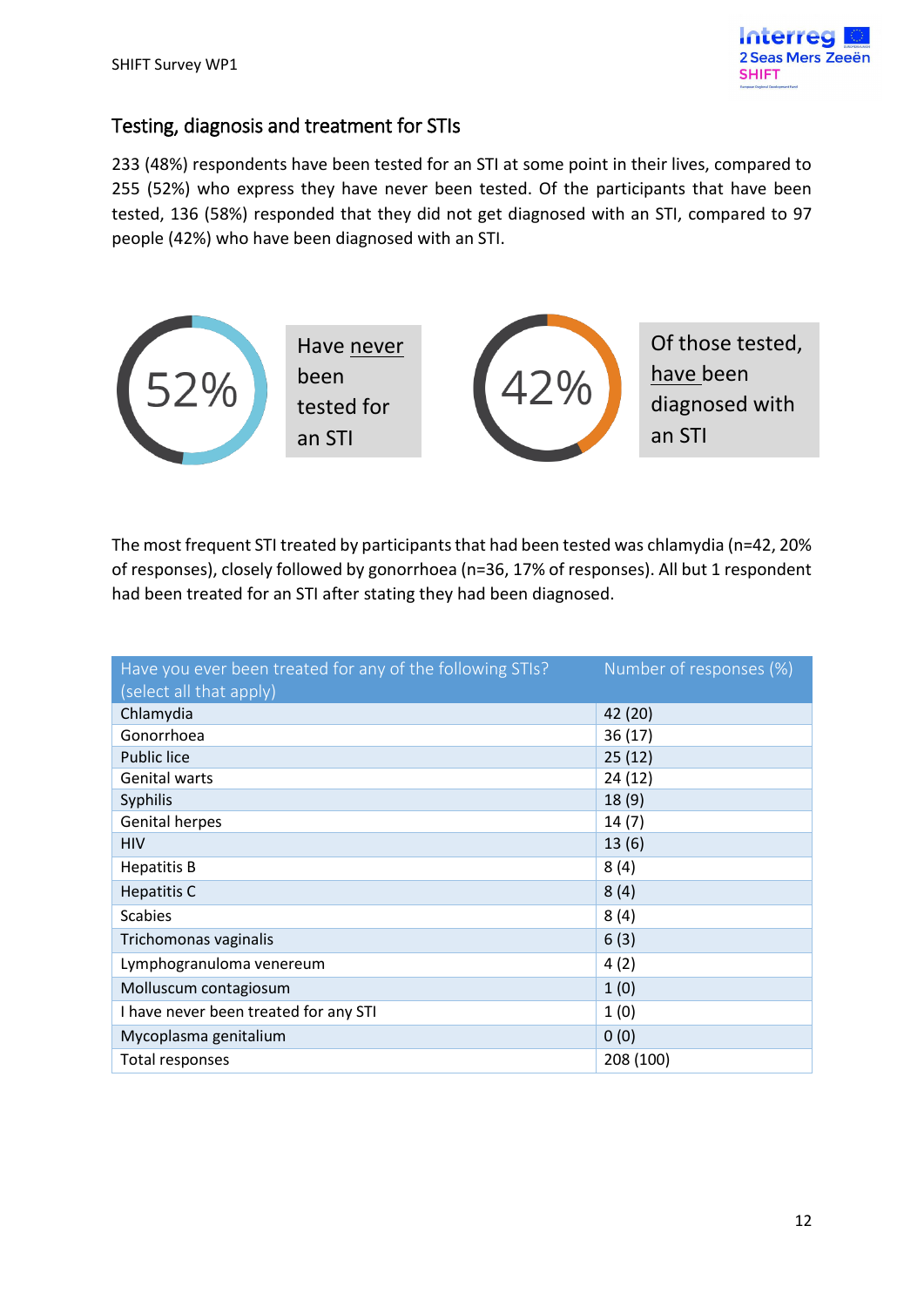## Testing, diagnosis and treatment for STIs

233 (48%) respondents have been tested for an STI at some point in their lives, compared to 255 (52%) who express they have never been tested. Of the participants that have been tested, 136 (58%) responded that they did not get diagnosed with an STI, compared to 97 people (42%) who have been diagnosed with an STI.

52%

Have never been tested for an STI

42%

Of those tested, have been diagnosed with an STI

The most frequent STI treated by participants that had been tested was chlamydia (n=42, 20% of responses), closely followed by gonorrhoea (n=36, 17% of responses). All but 1 respondent had been treated for an STI after stating they had been diagnosed.

| Have you ever been treated for any of the following STIs? (select all that apply) | Number of responses (%) |
| --- | --- |
| Chlamydia | 42 (20) |
| Gonorrhoea | 36 (17) |
| Public lice | 25 (12) |
| Genital warts | 24 (12) |
| Syphilis | 18 (9) |
| Genital herpes | 14 (7) |
| HIV | 13 (6) |
| Hepatitis B | 8 (4) |
| Hepatitis C | 8 (4) |
| Scabies | 8 (4) |
| Trichomonas vaginalis | 6 (3) |
| Lymphogranuloma venereum | 4 (2) |
| Molluscum contagiosum | 1 (0) |
| I have never been treated for any STI | 1 (0) |
| Mycoplasma genitalium | 0 (0) |
| Total responses | 208 (100) |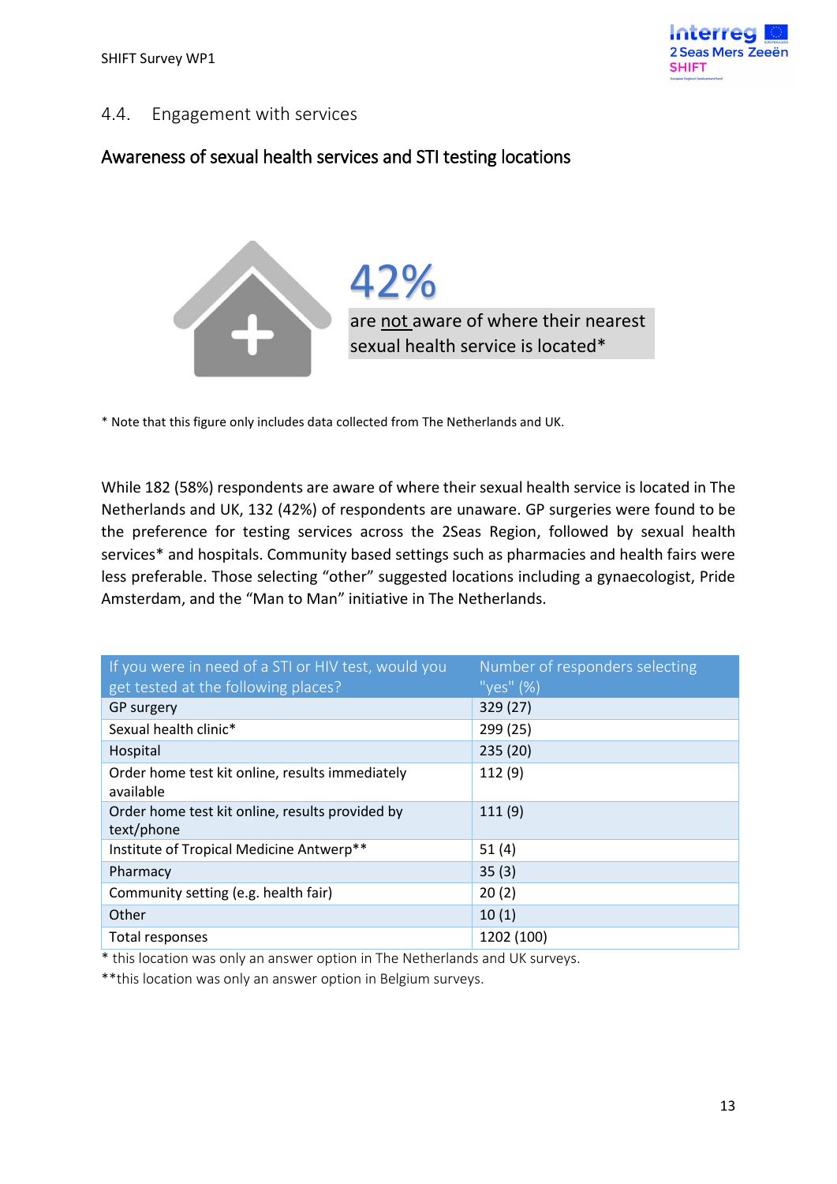## 4.4. Engagement with services

### Awareness of sexual health services and STI testing locations

42%

are not aware of where their nearest sexual health service is located*

* Note that this figure only includes data collected from The Netherlands and UK.

While 182 (58%) respondents are aware of where their sexual health service is located in The Netherlands and UK, 132 (42%) of respondents are unaware. GP surgeries were found to be the preference for testing services across the 2Seas Region, followed by sexual health services* and hospitals. Community based settings such as pharmacies and health fairs were less preferable. Those selecting "other" suggested locations including a gynaecologist, Pride Amsterdam, and the "Man to Man" initiative in The Netherlands.

| If you were in need of a STI or HIV test, would you get tested at the following places? | Number of responders selecting "yes" (%) |
|---|---|
| GP surgery | 329 (27) |
| Sexual health clinic* | 299 (25) |
| Hospital | 235 (20) |
| Order home test kit online, results immediately available | 112 (9) |
| Order home test kit online, results provided by text/phone | 111 (9) |
| Institute of Tropical Medicine Antwerp** | 51 (4) |
| Pharmacy | 35 (3) |
| Community setting (e.g. health fair) | 20 (2) |
| Other | 10 (1) |
| Total responses | 1202 (100) |

* this location was only an answer option in The Netherlands and UK surveys.

**this location was only an answer option in Belgium surveys.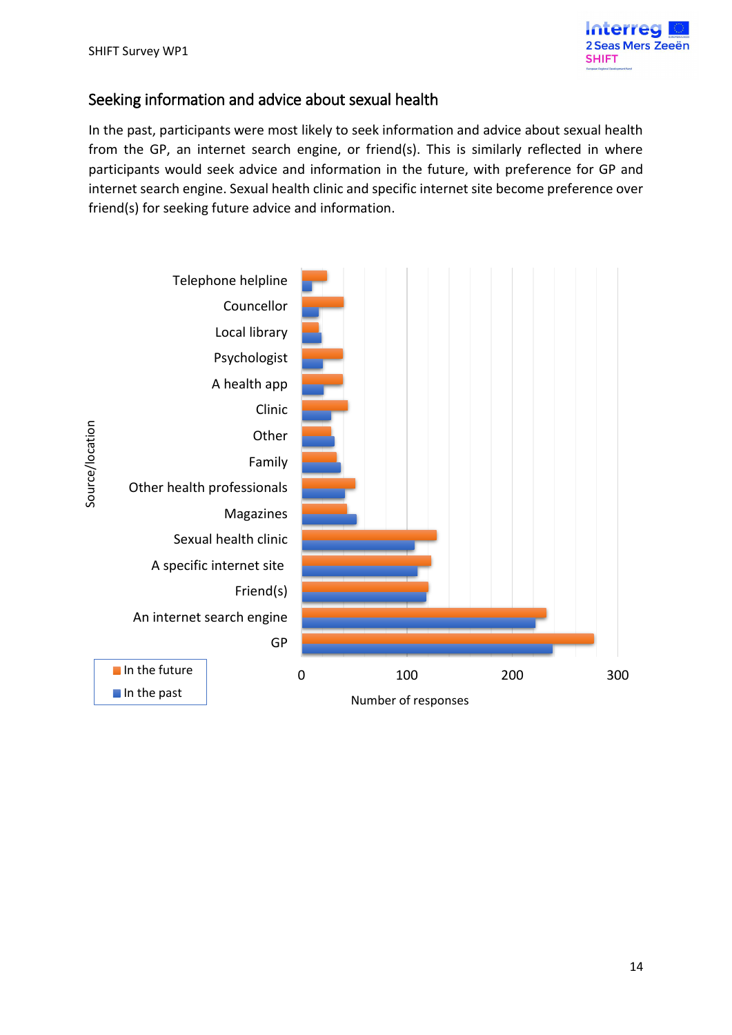## Seeking information and advice about sexual health

In the past, participants were most likely to seek information and advice about sexual health from the GP, an internet search engine, or friend(s). This is similarly reflected in where participants would seek advice and information in the future, with preference for GP and internet search engine. Sexual health clinic and specific internet site become preference over friend(s) for seeking future advice and information.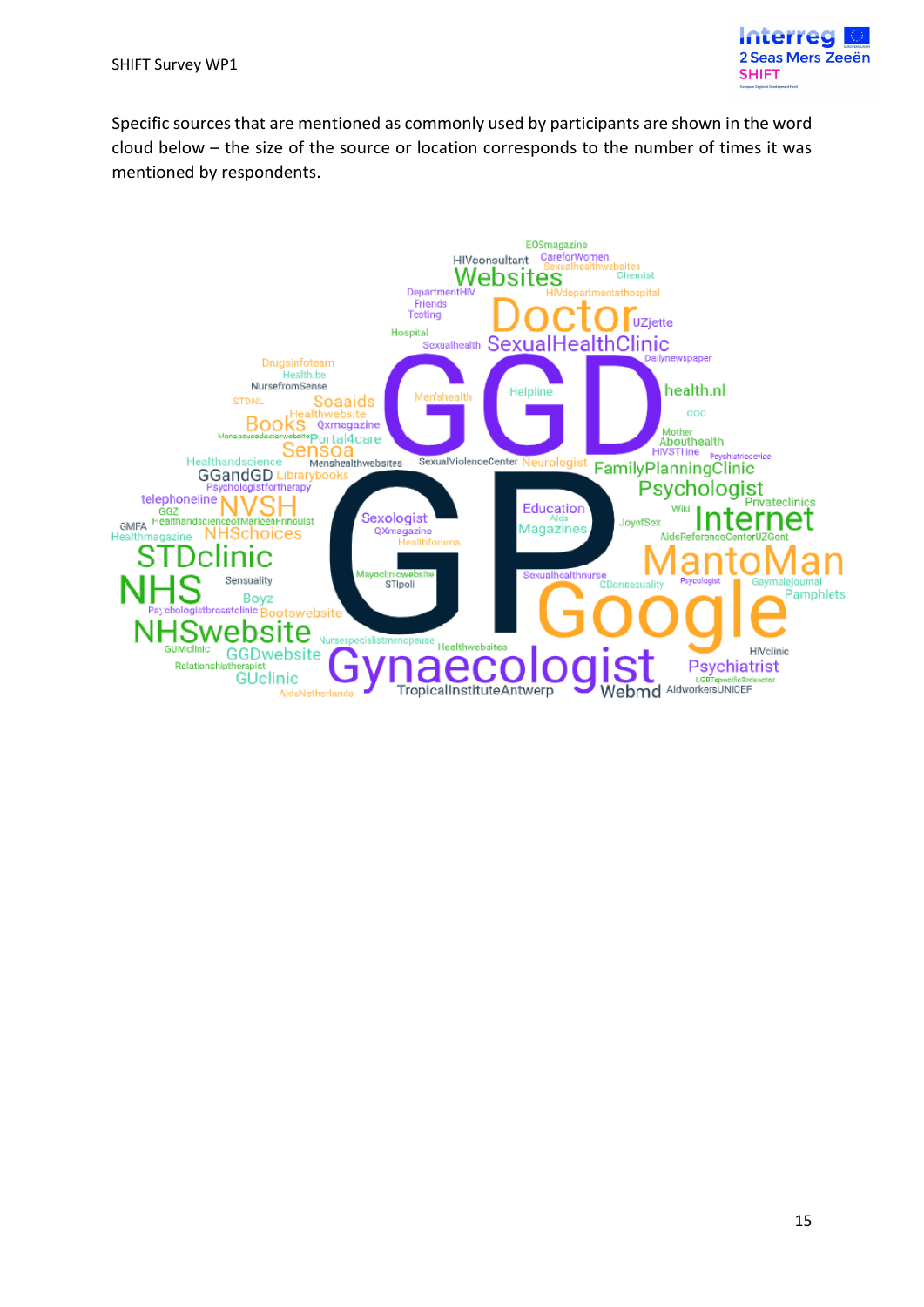Specific sources that are mentioned as commonly used by participants are shown in the word cloud below – the size of the source or location corresponds to the number of times it was mentioned by respondents.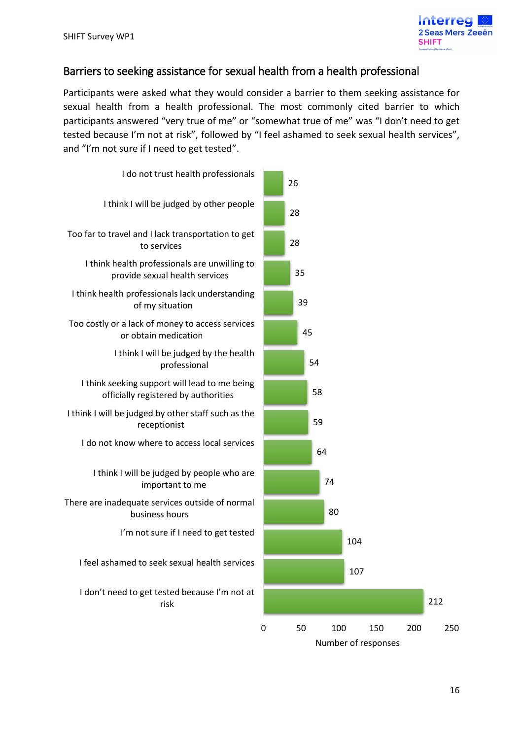## Barriers to seeking assistance for sexual health from a health professional

Participants were asked what they would consider a barrier to them seeking assistance for sexual health from a health professional. The most commonly cited barrier to which participants answered "very true of me" or "somewhat true of me" was "I don't need to get tested because I'm not at risk", followed by "I feel ashamed to seek sexual health services", and "I'm not sure if I need to get tested".

| Barrier | Number of responses |
|---|---|
| I do not trust health professionals | 26 |
| I think I will be judged by other people | 28 |
| Too far to travel and I lack transportation to get to services | 28 |
| I think health professionals are unwilling to provide sexual health services | 35 |
| I think health professionals lack understanding of my situation | 39 |
| Too costly or a lack of money to access services or obtain medication | 45 |
| I think I will be judged by the health professional | 54 |
| I think seeking support will lead to me being officially registered by authorities | 58 |
| I think I will be judged by other staff such as the receptionist | 59 |
| I do not know where to access local services | 64 |
| I think I will be judged by people who are important to me | 74 |
| There are inadequate services outside of normal business hours | 80 |
| I'm not sure if I need to get tested | 104 |
| I feel ashamed to seek sexual health services | 107 |
| I don't need to get tested because I'm not at risk | 212 |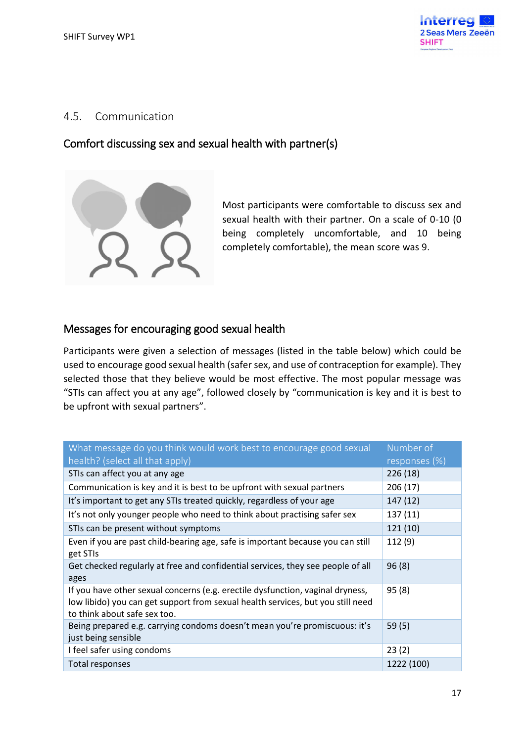## 4.5. Communication

### Comfort discussing sex and sexual health with partner(s)

Most participants were comfortable to discuss sex and sexual health with their partner. On a scale of 0-10 (0 being completely uncomfortable, and 10 being completely comfortable), the mean score was 9.

### Messages for encouraging good sexual health

Participants were given a selection of messages (listed in the table below) which could be used to encourage good sexual health (safer sex, and use of contraception for example). They selected those that they believe would be most effective. The most popular message was “STIs can affect you at any age”, followed closely by “communication is key and it is best to be upfront with sexual partners”.

| What message do you think would work best to encourage good sexual health? (select all that apply) | Number of responses (%) |
|---|---|
| STIs can affect you at any age | 226 (18) |
| Communication is key and it is best to be upfront with sexual partners | 206 (17) |
| It’s important to get any STIs treated quickly, regardless of your age | 147 (12) |
| It’s not only younger people who need to think about practising safer sex | 137 (11) |
| STIs can be present without symptoms | 121 (10) |
| Even if you are past child-bearing age, safe is important because you can still get STIs | 112 (9) |
| Get checked regularly at free and confidential services, they see people of all ages | 96 (8) |
| If you have other sexual concerns (e.g. erectile dysfunction, vaginal dryness, low libido) you can get support from sexual health services, but you still need to think about safe sex too. | 95 (8) |
| Being prepared e.g. carrying condoms doesn’t mean you’re promiscuous: it’s just being sensible | 59 (5) |
| I feel safer using condoms | 23 (2) |
| Total responses | 1222 (100) |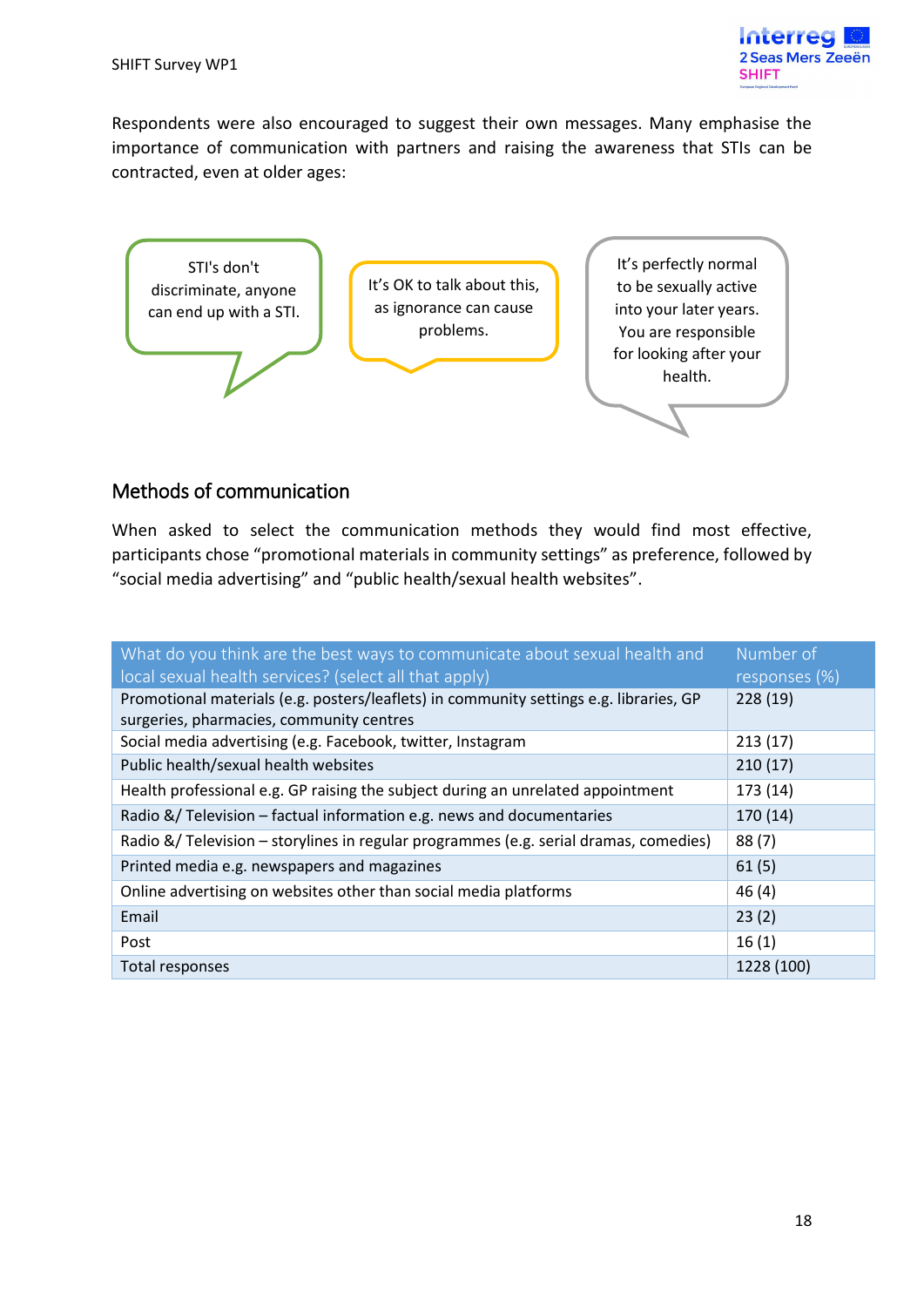Respondents were also encouraged to suggest their own messages. Many emphasise the importance of communication with partners and raising the awareness that STIs can be contracted, even at older ages:

> STI's don't discriminate, anyone can end up with a STI.

> It's OK to talk about this, as ignorance can cause problems.

> It's perfectly normal to be sexually active into your later years. You are responsible for looking after your health.

## Methods of communication

When asked to select the communication methods they would find most effective, participants chose "promotional materials in community settings" as preference, followed by "social media advertising" and "public health/sexual health websites".

| What do you think are the best ways to communicate about sexual health and local sexual health services? (select all that apply) | Number of responses (%) |
|---|---|
| Promotional materials (e.g. posters/leaflets) in community settings e.g. libraries, GP surgeries, pharmacies, community centres | 228 (19) |
| Social media advertising (e.g. Facebook, twitter, Instagram | 213 (17) |
| Public health/sexual health websites | 210 (17) |
| Health professional e.g. GP raising the subject during an unrelated appointment | 173 (14) |
| Radio &/ Television – factual information e.g. news and documentaries | 170 (14) |
| Radio &/ Television – storylines in regular programmes (e.g. serial dramas, comedies) | 88 (7) |
| Printed media e.g. newspapers and magazines | 61 (5) |
| Online advertising on websites other than social media platforms | 46 (4) |
| Email | 23 (2) |
| Post | 16 (1) |
| Total responses | 1228 (100) |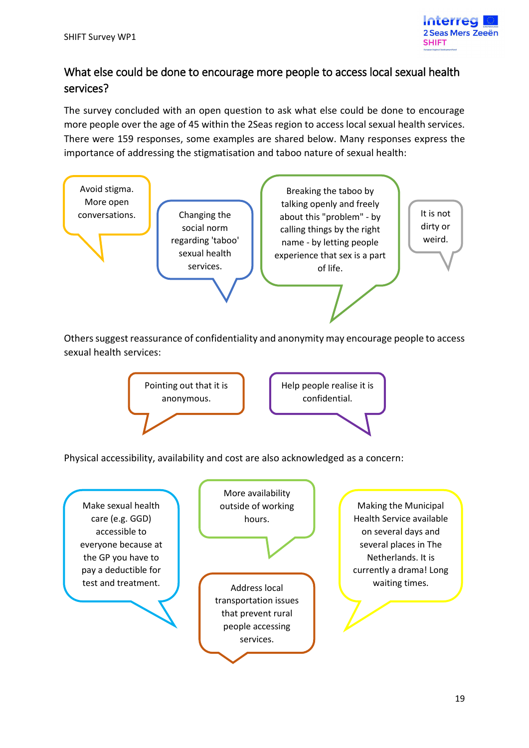## What else could be done to encourage more people to access local sexual health services?

The survey concluded with an open question to ask what else could be done to encourage more people over the age of 45 within the 2Seas region to access local sexual health services. There were 159 responses, some examples are shared below. Many responses express the importance of addressing the stigmatisation and taboo nature of sexual health:

> Avoid stigma. More open conversations.

> Changing the social norm regarding 'taboo' sexual health services.

> Breaking the taboo by talking openly and freely about this "problem" - by calling things by the right name - by letting people experience that sex is a part of life.

> It is not dirty or weird.

Others suggest reassurance of confidentiality and anonymity may encourage people to access sexual health services:

> Pointing out that it is anonymous.

> Help people realise it is confidential.

Physical accessibility, availability and cost are also acknowledged as a concern:

> Make sexual health care (e.g. GGD) accessible to everyone because at the GP you have to pay a deductible for test and treatment.

> More availability outside of working hours.

> Address local transportation issues that prevent rural people accessing services.

> Making the Municipal Health Service available on several days and several places in The Netherlands. It is currently a drama! Long waiting times.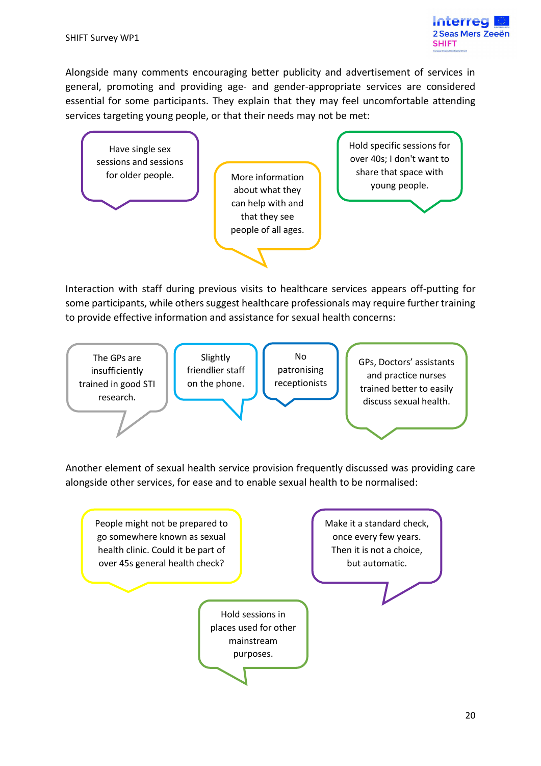Alongside many comments encouraging better publicity and advertisement of services in general, promoting and providing age- and gender-appropriate services are considered essential for some participants. They explain that they may feel uncomfortable attending services targeting young people, or that their needs may not be met:

> Have single sex sessions and sessions for older people.

> More information about what they can help with and that they see people of all ages.

> Hold specific sessions for over 40s; I don't want to share that space with young people.

Interaction with staff during previous visits to healthcare services appears off-putting for some participants, while others suggest healthcare professionals may require further training to provide effective information and assistance for sexual health concerns:

> The GPs are insufficiently trained in good STI research.

> Slightly friendlier staff on the phone.

> No patronising receptionists

> GPs, Doctors' assistants and practice nurses trained better to easily discuss sexual health.

Another element of sexual health service provision frequently discussed was providing care alongside other services, for ease and to enable sexual health to be normalised:

> People might not be prepared to go somewhere known as sexual health clinic. Could it be part of over 45s general health check?

> Make it a standard check, once every few years. Then it is not a choice, but automatic.

> Hold sessions in places used for other mainstream purposes.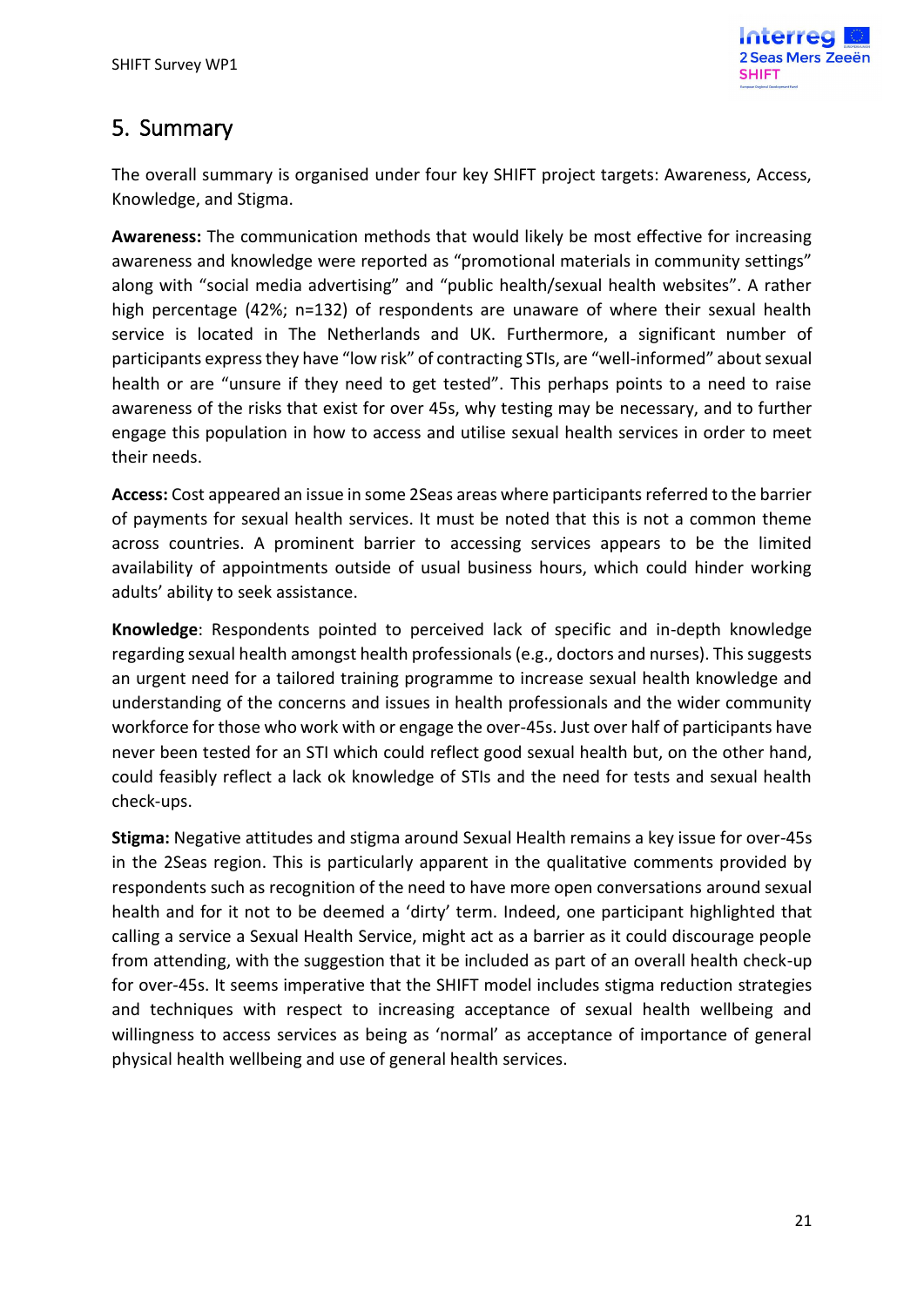# 5. Summary

The overall summary is organised under four key SHIFT project targets: Awareness, Access, Knowledge, and Stigma.

**Awareness:** The communication methods that would likely be most effective for increasing awareness and knowledge were reported as "promotional materials in community settings" along with "social media advertising" and "public health/sexual health websites". A rather high percentage (42%; n=132) of respondents are unaware of where their sexual health service is located in The Netherlands and UK. Furthermore, a significant number of participants express they have "low risk" of contracting STIs, are "well-informed" about sexual health or are "unsure if they need to get tested". This perhaps points to a need to raise awareness of the risks that exist for over 45s, why testing may be necessary, and to further engage this population in how to access and utilise sexual health services in order to meet their needs.

**Access:** Cost appeared an issue in some 2Seas areas where participants referred to the barrier of payments for sexual health services. It must be noted that this is not a common theme across countries. A prominent barrier to accessing services appears to be the limited availability of appointments outside of usual business hours, which could hinder working adults' ability to seek assistance.

**Knowledge**: Respondents pointed to perceived lack of specific and in-depth knowledge regarding sexual health amongst health professionals (e.g., doctors and nurses). This suggests an urgent need for a tailored training programme to increase sexual health knowledge and understanding of the concerns and issues in health professionals and the wider community workforce for those who work with or engage the over-45s. Just over half of participants have never been tested for an STI which could reflect good sexual health but, on the other hand, could feasibly reflect a lack ok knowledge of STIs and the need for tests and sexual health check-ups.

**Stigma:** Negative attitudes and stigma around Sexual Health remains a key issue for over-45s in the 2Seas region. This is particularly apparent in the qualitative comments provided by respondents such as recognition of the need to have more open conversations around sexual health and for it not to be deemed a 'dirty' term. Indeed, one participant highlighted that calling a service a Sexual Health Service, might act as a barrier as it could discourage people from attending, with the suggestion that it be included as part of an overall health check-up for over-45s. It seems imperative that the SHIFT model includes stigma reduction strategies and techniques with respect to increasing acceptance of sexual health wellbeing and willingness to access services as being as 'normal' as acceptance of importance of general physical health wellbeing and use of general health services.